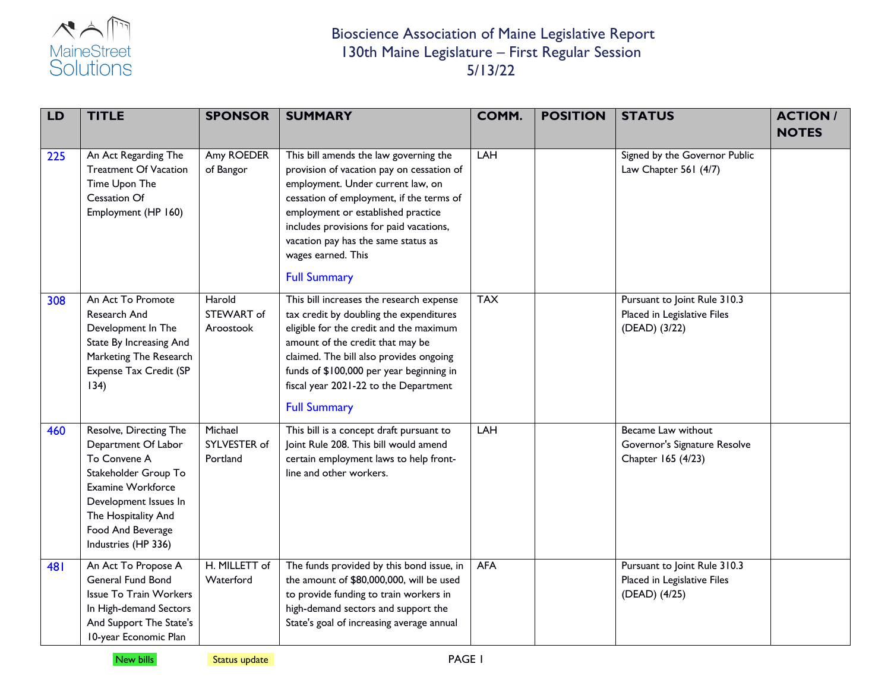MaineStreet Solutions

# Bioscience Association of Maine Legislative Report
## 130th Maine Legislature – First Regular Session
## 5/13/22

| LD | TITLE | SPONSOR | SUMMARY | COMM. | POSITION | STATUS | ACTION / NOTES |
|---|---|---|---|---|---|---|---|
| 225 | An Act Regarding The Treatment Of Vacation Time Upon The Cessation Of Employment (HP 160) | Amy ROEDER of Bangor | This bill amends the law governing the provision of vacation pay on cessation of employment. Under current law, on cessation of employment, if the terms of employment or established practice includes provisions for paid vacations, vacation pay has the same status as wages earned. This Full Summary | LAH | | Signed by the Governor Public Law Chapter 561 (4/7) | |
| 308 | An Act To Promote Research And Development In The State By Increasing And Marketing The Research Expense Tax Credit (SP 134) | Harold STEWART of Aroostook | This bill increases the research expense tax credit by doubling the expenditures eligible for the credit and the maximum amount of the credit that may be claimed. The bill also provides ongoing funds of $100,000 per year beginning in fiscal year 2021-22 to the Department Full Summary | TAX | | Pursuant to Joint Rule 310.3 Placed in Legislative Files (DEAD) (3/22) | |
| 460 | Resolve, Directing The Department Of Labor To Convene A Stakeholder Group To Examine Workforce Development Issues In The Hospitality And Food And Beverage Industries (HP 336) | Michael SYLVESTER of Portland | This bill is a concept draft pursuant to Joint Rule 208. This bill would amend certain employment laws to help front-line and other workers. | LAH | | Became Law without Governor's Signature Resolve Chapter 165 (4/23) | |
| 481 | An Act To Propose A General Fund Bond Issue To Train Workers In High-demand Sectors And Support The State's 10-year Economic Plan | H. MILLETT of Waterford | The funds provided by this bond issue, in the amount of $80,000,000, will be used to provide funding to train workers in high-demand sectors and support the State's goal of increasing average annual | AFA | | Pursuant to Joint Rule 310.3 Placed in Legislative Files (DEAD) (4/25) | |

New bills | Status update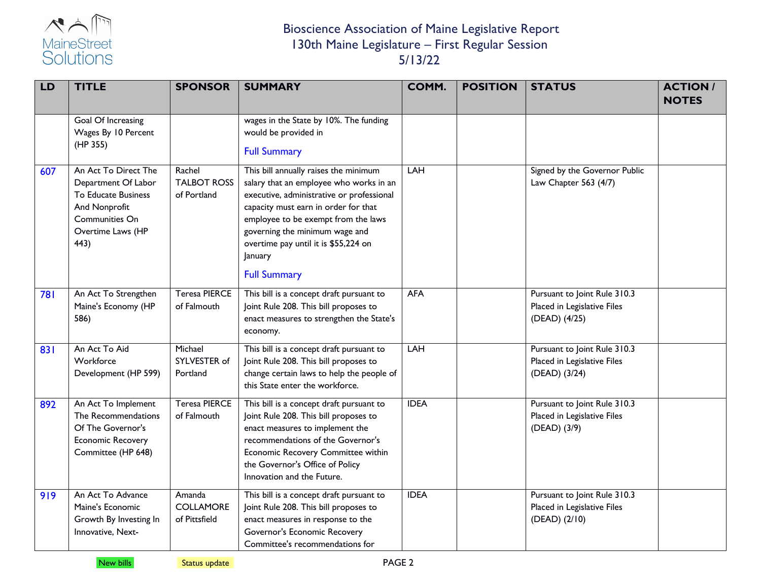# Bioscience Association of Maine Legislative Report
## 130th Maine Legislature – First Regular Session
## 5/13/22

| LD | TITLE | SPONSOR | SUMMARY | COMM. | POSITION | STATUS | ACTION / NOTES |
|---|---|---|---|---|---|---|---|
| | Goal Of Increasing Wages By 10 Percent (HP 355) | | wages in the State by 10%. The funding would be provided in<br><br>Full Summary | | | | |
| 607 | An Act To Direct The Department Of Labor To Educate Business And Nonprofit Communities On Overtime Laws (HP 443) | Rachel TALBOT ROSS of Portland | This bill annually raises the minimum salary that an employee who works in an executive, administrative or professional capacity must earn in order for that employee to be exempt from the laws governing the minimum wage and overtime pay until it is $55,224 on January<br><br>Full Summary | LAH | | Signed by the Governor Public Law Chapter 563 (4/7) | |
| 781 | An Act To Strengthen Maine's Economy (HP 586) | Teresa PIERCE of Falmouth | This bill is a concept draft pursuant to Joint Rule 208. This bill proposes to enact measures to strengthen the State's economy. | AFA | | Pursuant to Joint Rule 310.3 Placed in Legislative Files (DEAD) (4/25) | |
| 831 | An Act To Aid Workforce Development (HP 599) | Michael SYLVESTER of Portland | This bill is a concept draft pursuant to Joint Rule 208. This bill proposes to change certain laws to help the people of this State enter the workforce. | LAH | | Pursuant to Joint Rule 310.3 Placed in Legislative Files (DEAD) (3/24) | |
| 892 | An Act To Implement The Recommendations Of The Governor's Economic Recovery Committee (HP 648) | Teresa PIERCE of Falmouth | This bill is a concept draft pursuant to Joint Rule 208. This bill proposes to enact measures to implement the recommendations of the Governor's Economic Recovery Committee within the Governor's Office of Policy Innovation and the Future. | IDEA | | Pursuant to Joint Rule 310.3 Placed in Legislative Files (DEAD) (3/9) | |
| 919 | An Act To Advance Maine's Economic Growth By Investing In Innovative, Next- | Amanda COLLAMORE of Pittsfield | This bill is a concept draft pursuant to Joint Rule 208. This bill proposes to enact measures in response to the Governor's Economic Recovery Committee's recommendations for | IDEA | | Pursuant to Joint Rule 310.3 Placed in Legislative Files (DEAD) (2/10) | |

New bills    Status update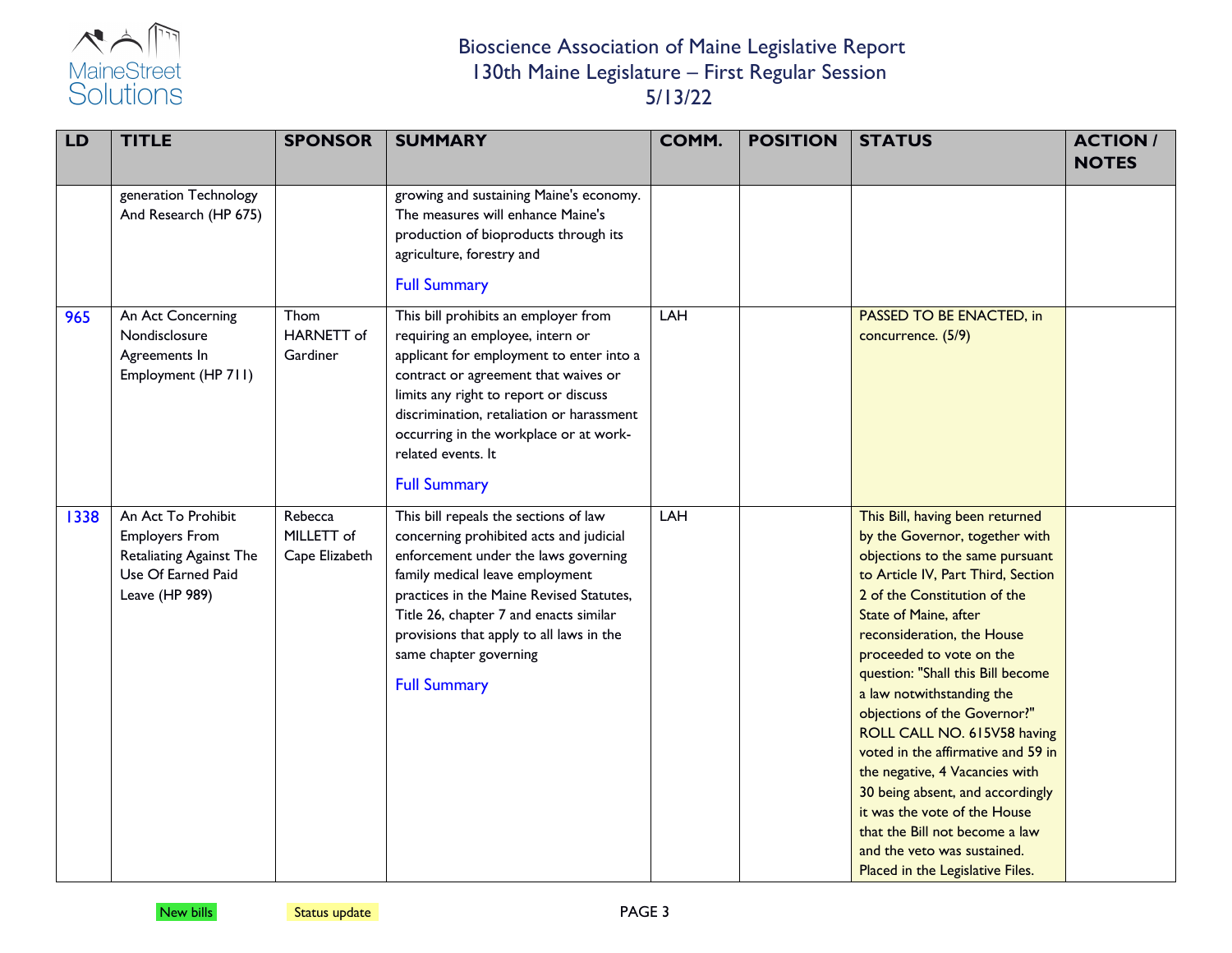| LD | TITLE | SPONSOR | SUMMARY | COMM. | POSITION | STATUS | ACTION / NOTES |
|---|---|---|---|---|---|---|---|
| | generation Technology And Research (HP 675) | | growing and sustaining Maine's economy. The measures will enhance Maine's production of bioproducts through its agriculture, forestry and Full Summary | | | | |
| 965 | An Act Concerning Nondisclosure Agreements In Employment (HP 711) | Thom HARNETT of Gardiner | This bill prohibits an employer from requiring an employee, intern or applicant for employment to enter into a contract or agreement that waives or limits any right to report or discuss discrimination, retaliation or harassment occurring in the workplace or at work-related events. It Full Summary | LAH | | PASSED TO BE ENACTED, in concurrence. (5/9) | |
| 1338 | An Act To Prohibit Employers From Retaliating Against The Use Of Earned Paid Leave (HP 989) | Rebecca MILLETT of Cape Elizabeth | This bill repeals the sections of law concerning prohibited acts and judicial enforcement under the laws governing family medical leave employment practices in the Maine Revised Statutes, Title 26, chapter 7 and enacts similar provisions that apply to all laws in the same chapter governing Full Summary | LAH | | This Bill, having been returned by the Governor, together with objections to the same pursuant to Article IV, Part Third, Section 2 of the Constitution of the State of Maine, after reconsideration, the House proceeded to vote on the question: "Shall this Bill become a law notwithstanding the objections of the Governor?" ROLL CALL NO. 615V58 having voted in the affirmative and 59 in the negative, 4 Vacancies with 30 being absent, and accordingly it was the vote of the House that the Bill not become a law and the veto was sustained. Placed in the Legislative Files. | |

New bills | Status update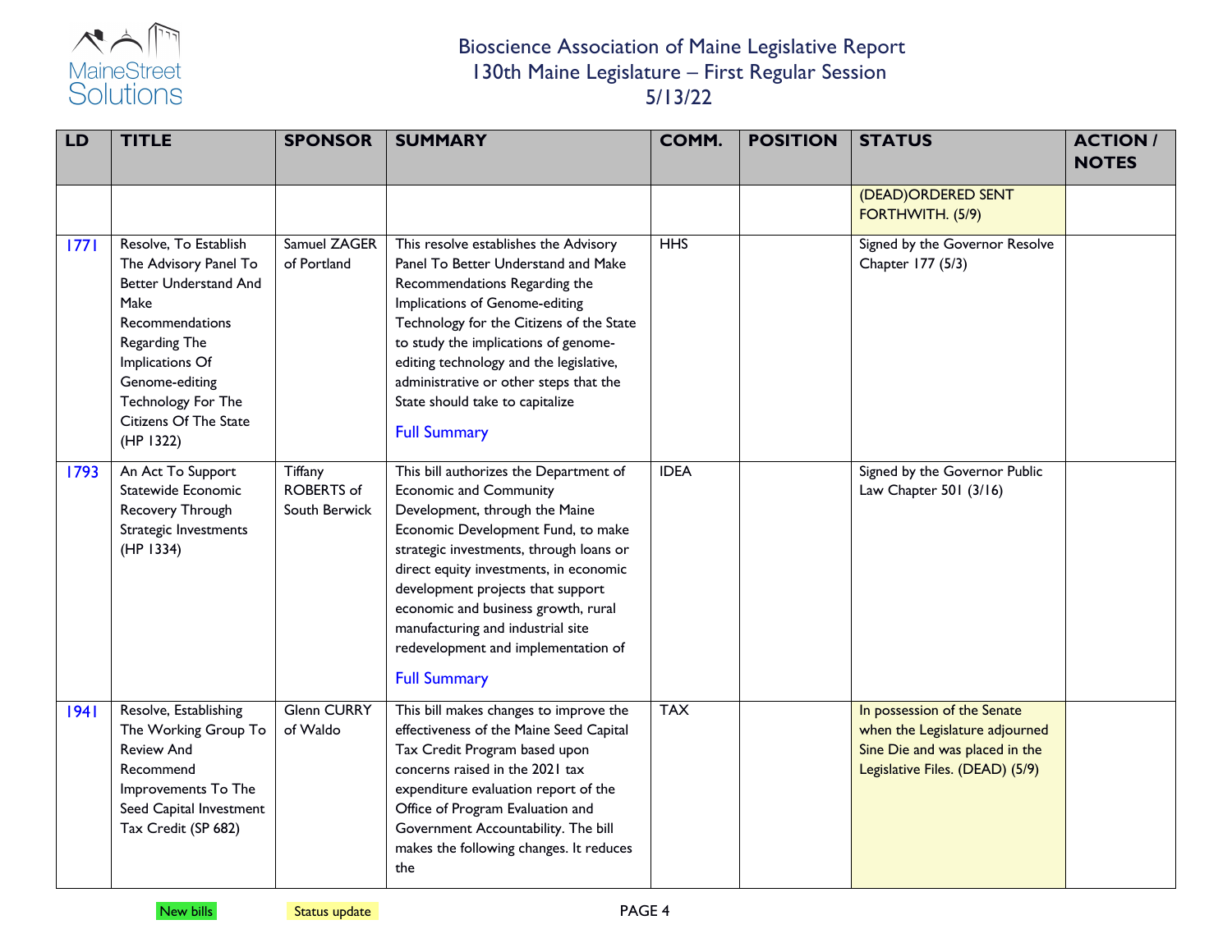# Bioscience Association of Maine Legislative Report
## 130th Maine Legislature – First Regular Session
## 5/13/22

| LD | TITLE | SPONSOR | SUMMARY | COMM. | POSITION | STATUS | ACTION / NOTES |
|---|---|---|---|---|---|---|---|
| | | | | | | (DEAD)ORDERED SENT FORTHWITH. (5/9) | |
| 1771 | Resolve, To Establish The Advisory Panel To Better Understand And Make Recommendations Regarding The Implications Of Genome-editing Technology For The Citizens Of The State (HP 1322) | Samuel ZAGER of Portland | This resolve establishes the Advisory Panel To Better Understand and Make Recommendations Regarding the Implications of Genome-editing Technology for the Citizens of the State to study the implications of genome-editing technology and the legislative, administrative or other steps that the State should take to capitalize<br>Full Summary | HHS | | Signed by the Governor Resolve Chapter 177 (5/3) | |
| 1793 | An Act To Support Statewide Economic Recovery Through Strategic Investments (HP 1334) | Tiffany ROBERTS of South Berwick | This bill authorizes the Department of Economic and Community Development, through the Maine Economic Development Fund, to make strategic investments, through loans or direct equity investments, in economic development projects that support economic and business growth, rural manufacturing and industrial site redevelopment and implementation of<br>Full Summary | IDEA | | Signed by the Governor Public Law Chapter 501 (3/16) | |
| 1941 | Resolve, Establishing The Working Group To Review And Recommend Improvements To The Seed Capital Investment Tax Credit (SP 682) | Glenn CURRY of Waldo | This bill makes changes to improve the effectiveness of the Maine Seed Capital Tax Credit Program based upon concerns raised in the 2021 tax expenditure evaluation report of the Office of Program Evaluation and Government Accountability. The bill makes the following changes. It reduces the | TAX | | In possession of the Senate when the Legislature adjourned Sine Die and was placed in the Legislative Files. (DEAD) (5/9) | |

New bills | Status update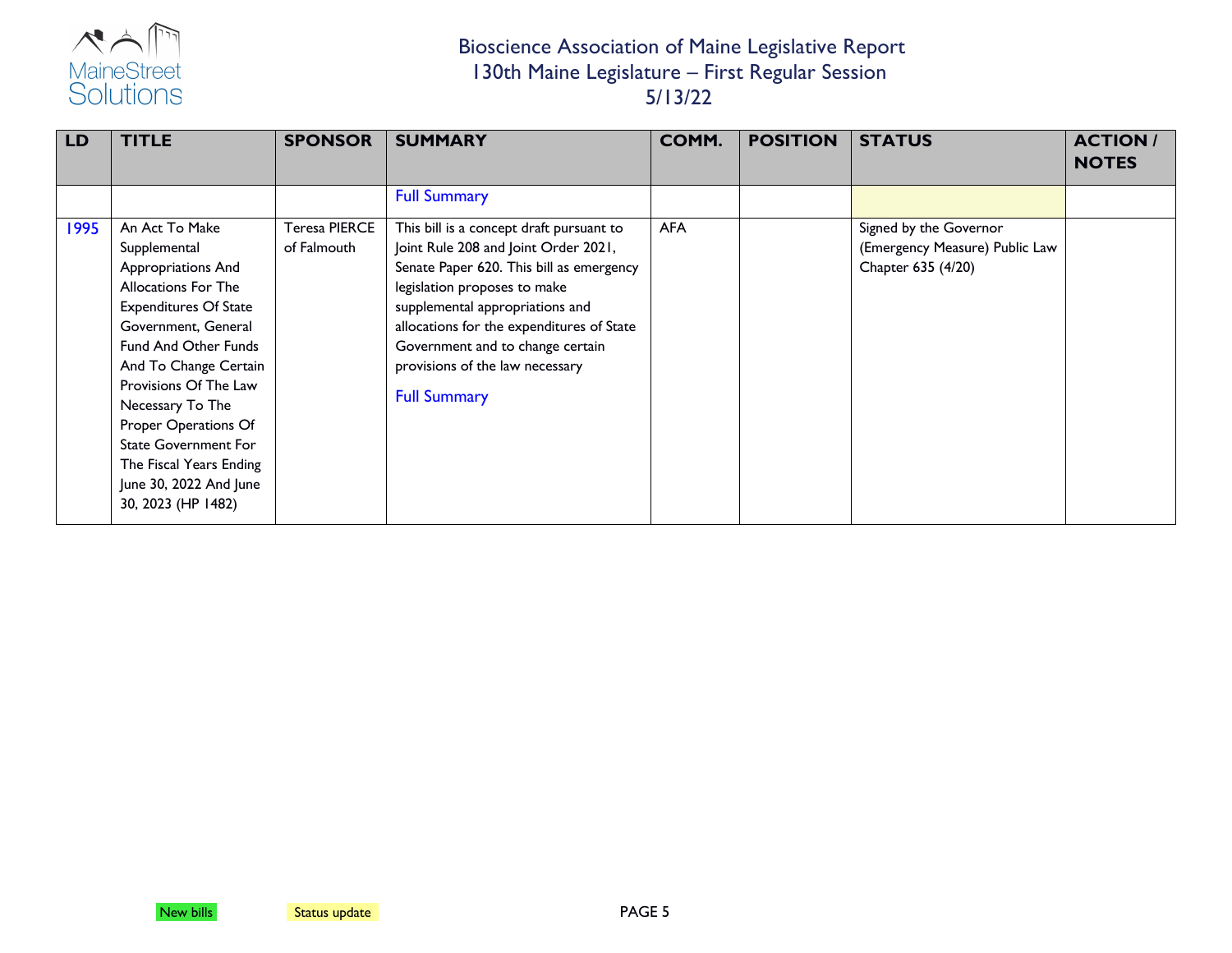# Bioscience Association of Maine Legislative Report
## 130th Maine Legislature – First Regular Session
## 5/13/22

| LD | TITLE | SPONSOR | SUMMARY | COMM. | POSITION | STATUS | ACTION / NOTES |
|---|---|---|---|---|---|---|---|
| | | | Full Summary | | | | |
| 1995 | An Act To Make Supplemental Appropriations And Allocations For The Expenditures Of State Government, General Fund And Other Funds And To Change Certain Provisions Of The Law Necessary To The Proper Operations Of State Government For The Fiscal Years Ending June 30, 2022 And June 30, 2023 (HP 1482) | Teresa PIERCE of Falmouth | This bill is a concept draft pursuant to Joint Rule 208 and Joint Order 2021, Senate Paper 620. This bill as emergency legislation proposes to make supplemental appropriations and allocations for the expenditures of State Government and to change certain provisions of the law necessary<br><br>Full Summary | AFA | | Signed by the Governor (Emergency Measure) Public Law Chapter 635 (4/20) | |

New bills

Status update